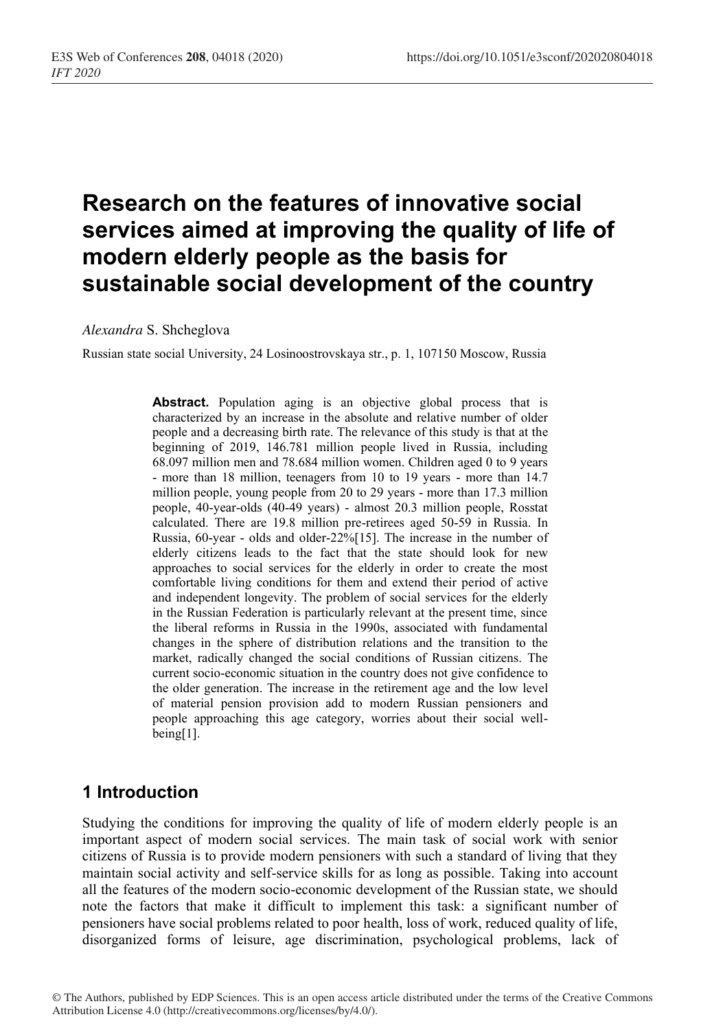# Research on the features of innovative social services aimed at improving the quality of life of modern elderly people as the basis for sustainable social development of the country

*Alexandra* S. Shcheglova

Russian state social University, 24 Losinoostrovskaya str., p. 1, 107150 Moscow, Russia

**Abstract.** Population aging is an objective global process that is characterized by an increase in the absolute and relative number of older people and a decreasing birth rate. The relevance of this study is that at the beginning of 2019, 146.781 million people lived in Russia, including 68.097 million men and 78.684 million women. Children aged 0 to 9 years - more than 18 million, teenagers from 10 to 19 years - more than 14.7 million people, young people from 20 to 29 years - more than 17.3 million people, 40-year-olds (40-49 years) - almost 20.3 million people, Rosstat calculated. There are 19.8 million pre-retirees aged 50-59 in Russia. In Russia, 60-year - olds and older-22%[15]. The increase in the number of elderly citizens leads to the fact that the state should look for new approaches to social services for the elderly in order to create the most comfortable living conditions for them and extend their period of active and independent longevity. The problem of social services for the elderly in the Russian Federation is particularly relevant at the present time, since the liberal reforms in Russia in the 1990s, associated with fundamental changes in the sphere of distribution relations and the transition to the market, radically changed the social conditions of Russian citizens. The current socio-economic situation in the country does not give confidence to the older generation. The increase in the retirement age and the low level of material pension provision add to modern Russian pensioners and people approaching this age category, worries about their social well-being[1].

## 1 Introduction

Studying the conditions for improving the quality of life of modern elderly people is an important aspect of modern social services. The main task of social work with senior citizens of Russia is to provide modern pensioners with such a standard of living that they maintain social activity and self-service skills for as long as possible. Taking into account all the features of the modern socio-economic development of the Russian state, we should note the factors that make it difficult to implement this task: a significant number of pensioners have social problems related to poor health, loss of work, reduced quality of life, disorganized forms of leisure, age discrimination, psychological problems, lack of

© The Authors, published by EDP Sciences. This is an open access article distributed under the terms of the Creative Commons Attribution License 4.0 (http://creativecommons.org/licenses/by/4.0/).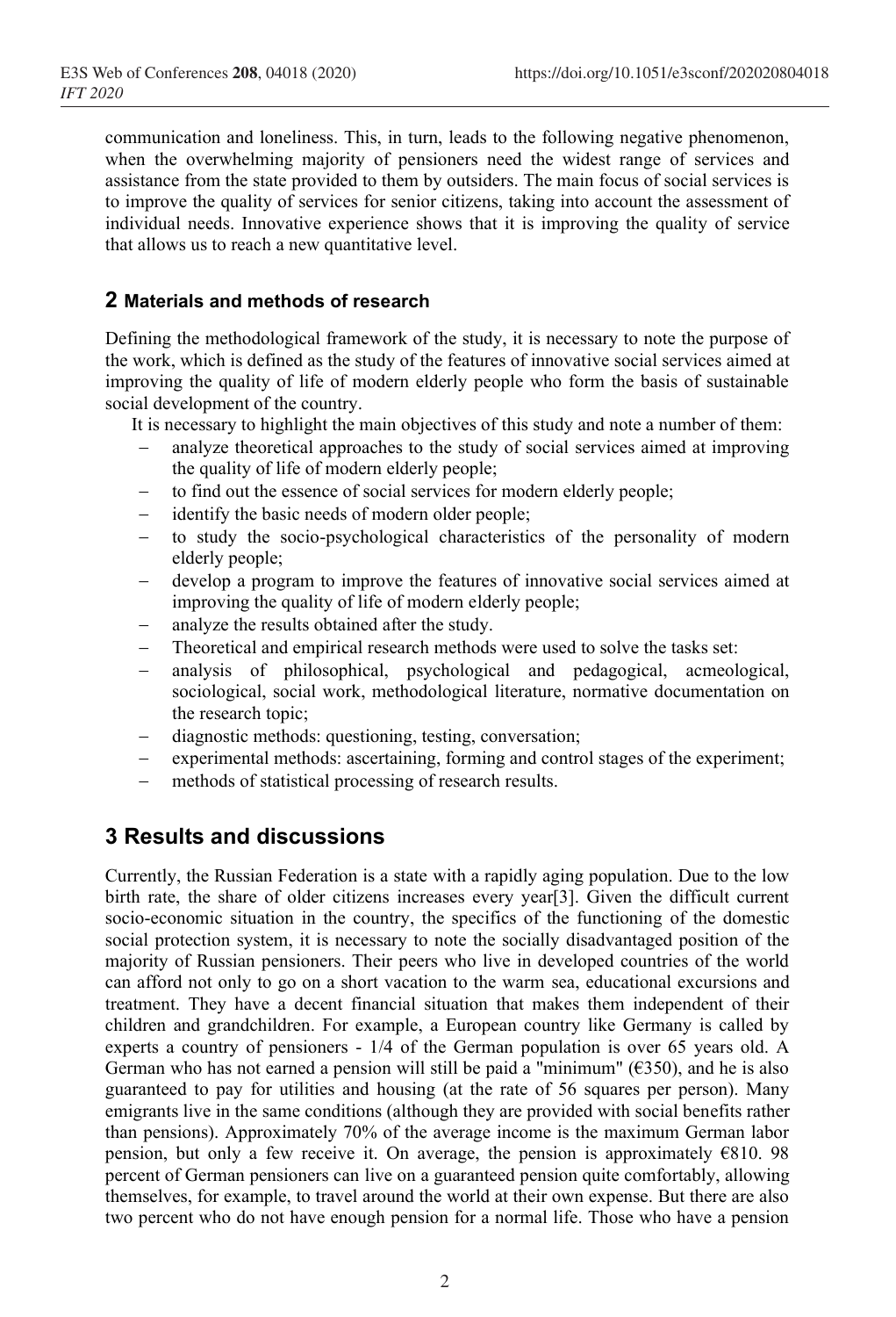communication and loneliness. This, in turn, leads to the following negative phenomenon, when the overwhelming majority of pensioners need the widest range of services and assistance from the state provided to them by outsiders. The main focus of social services is to improve the quality of services for senior citizens, taking into account the assessment of individual needs. Innovative experience shows that it is improving the quality of service that allows us to reach a new quantitative level.

## 2 Materials and methods of research

Defining the methodological framework of the study, it is necessary to note the purpose of the work, which is defined as the study of the features of innovative social services aimed at improving the quality of life of modern elderly people who form the basis of sustainable social development of the country.

It is necessary to highlight the main objectives of this study and note a number of them:

- analyze theoretical approaches to the study of social services aimed at improving the quality of life of modern elderly people;
- to find out the essence of social services for modern elderly people;
- identify the basic needs of modern older people;
- to study the socio-psychological characteristics of the personality of modern elderly people;
- develop a program to improve the features of innovative social services aimed at improving the quality of life of modern elderly people;
- analyze the results obtained after the study.
- Theoretical and empirical research methods were used to solve the tasks set:
- analysis of philosophical, psychological and pedagogical, acmeological, sociological, social work, methodological literature, normative documentation on the research topic;
- diagnostic methods: questioning, testing, conversation;
- experimental methods: ascertaining, forming and control stages of the experiment;
- methods of statistical processing of research results.

## 3 Results and discussions

Currently, the Russian Federation is a state with a rapidly aging population. Due to the low birth rate, the share of older citizens increases every year[3]. Given the difficult current socio-economic situation in the country, the specifics of the functioning of the domestic social protection system, it is necessary to note the socially disadvantaged position of the majority of Russian pensioners. Their peers who live in developed countries of the world can afford not only to go on a short vacation to the warm sea, educational excursions and treatment. They have a decent financial situation that makes them independent of their children and grandchildren. For example, a European country like Germany is called by experts a country of pensioners - 1/4 of the German population is over 65 years old. A German who has not earned a pension will still be paid a "minimum" (€350), and he is also guaranteed to pay for utilities and housing (at the rate of 56 squares per person). Many emigrants live in the same conditions (although they are provided with social benefits rather than pensions). Approximately 70% of the average income is the maximum German labor pension, but only a few receive it. On average, the pension is approximately €810. 98 percent of German pensioners can live on a guaranteed pension quite comfortably, allowing themselves, for example, to travel around the world at their own expense. But there are also two percent who do not have enough pension for a normal life. Those who have a pension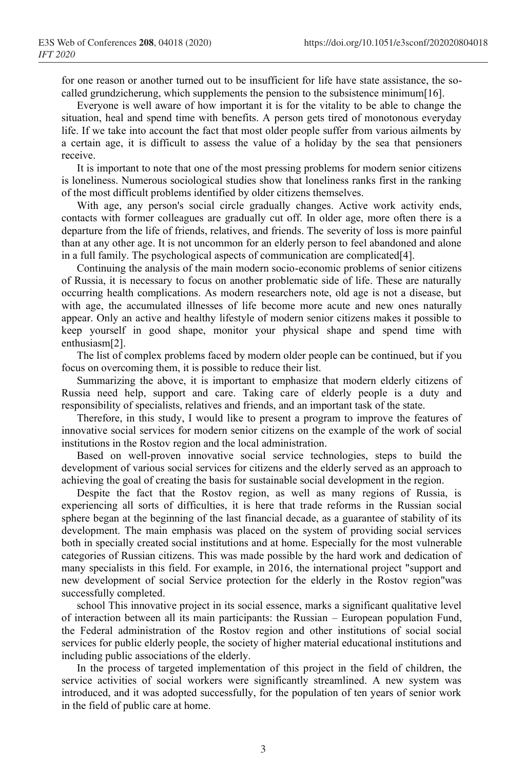for one reason or another turned out to be insufficient for life have state assistance, the so-called grundzicherung, which supplements the pension to the subsistence minimum[16].

Everyone is well aware of how important it is for the vitality to be able to change the situation, heal and spend time with benefits. A person gets tired of monotonous everyday life. If we take into account the fact that most older people suffer from various ailments by a certain age, it is difficult to assess the value of a holiday by the sea that pensioners receive.

It is important to note that one of the most pressing problems for modern senior citizens is loneliness. Numerous sociological studies show that loneliness ranks first in the ranking of the most difficult problems identified by older citizens themselves.

With age, any person's social circle gradually changes. Active work activity ends, contacts with former colleagues are gradually cut off. In older age, more often there is a departure from the life of friends, relatives, and friends. The severity of loss is more painful than at any other age. It is not uncommon for an elderly person to feel abandoned and alone in a full family. The psychological aspects of communication are complicated[4].

Continuing the analysis of the main modern socio-economic problems of senior citizens of Russia, it is necessary to focus on another problematic side of life. These are naturally occurring health complications. As modern researchers note, old age is not a disease, but with age, the accumulated illnesses of life become more acute and new ones naturally appear. Only an active and healthy lifestyle of modern senior citizens makes it possible to keep yourself in good shape, monitor your physical shape and spend time with enthusiasm[2].

The list of complex problems faced by modern older people can be continued, but if you focus on overcoming them, it is possible to reduce their list.

Summarizing the above, it is important to emphasize that modern elderly citizens of Russia need help, support and care. Taking care of elderly people is a duty and responsibility of specialists, relatives and friends, and an important task of the state.

Therefore, in this study, I would like to present a program to improve the features of innovative social services for modern senior citizens on the example of the work of social institutions in the Rostov region and the local administration.

Based on well-proven innovative social service technologies, steps to build the development of various social services for citizens and the elderly served as an approach to achieving the goal of creating the basis for sustainable social development in the region.

Despite the fact that the Rostov region, as well as many regions of Russia, is experiencing all sorts of difficulties, it is here that trade reforms in the Russian social sphere began at the beginning of the last financial decade, as a guarantee of stability of its development. The main emphasis was placed on the system of providing social services both in specially created social institutions and at home. Especially for the most vulnerable categories of Russian citizens. This was made possible by the hard work and dedication of many specialists in this field. For example, in 2016, the international project "support and new development of social Service protection for the elderly in the Rostov region"was successfully completed.

school This innovative project in its social essence, marks a significant qualitative level of interaction between all its main participants: the Russian – European population Fund, the Federal administration of the Rostov region and other institutions of social social services for public elderly people, the society of higher material educational institutions and including public associations of the elderly.

In the process of targeted implementation of this project in the field of children, the service activities of social workers were significantly streamlined. A new system was introduced, and it was adopted successfully, for the population of ten years of senior work in the field of public care at home.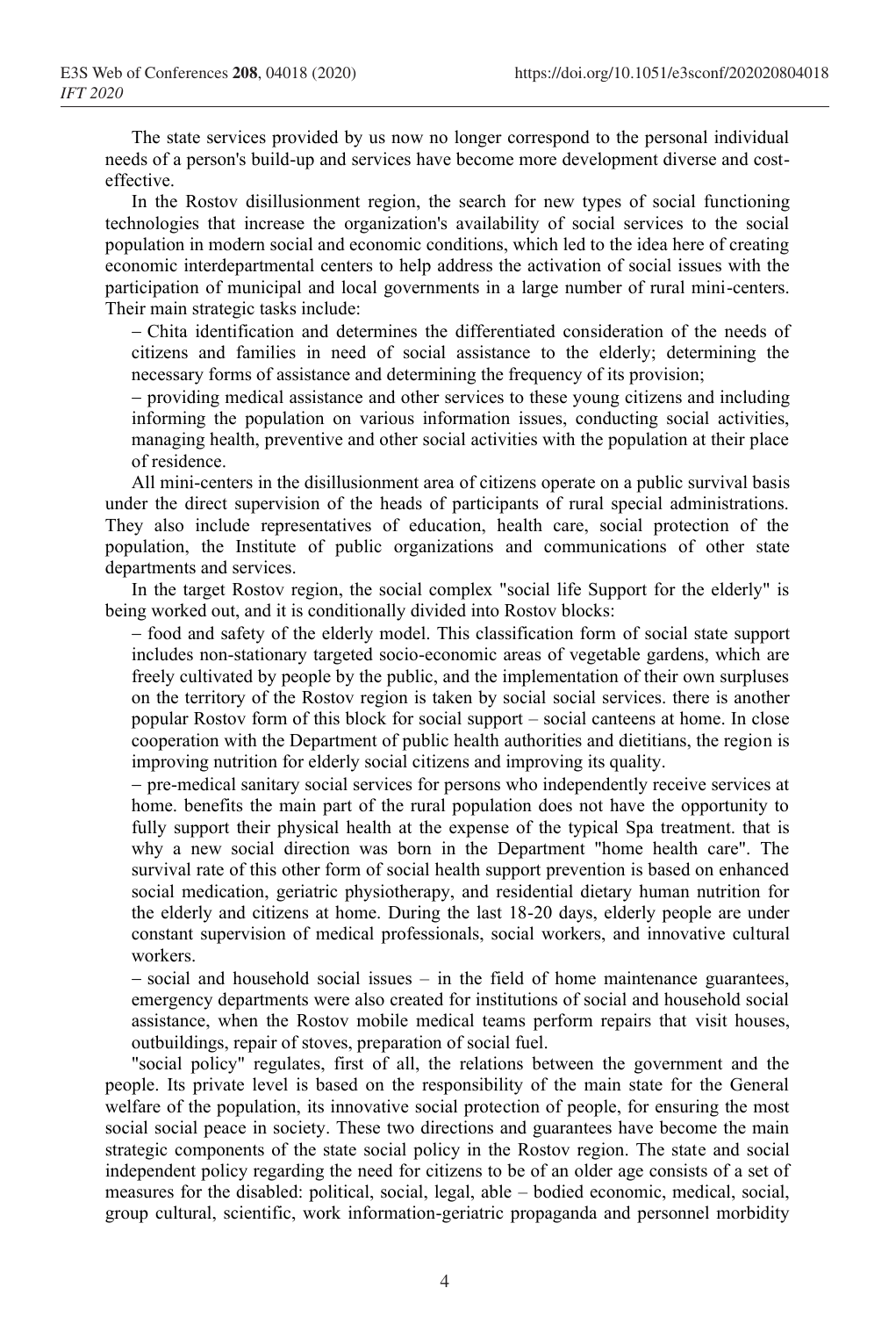The state services provided by us now no longer correspond to the personal individual needs of a person's build-up and services have become more development diverse and cost-effective.

In the Rostov disillusionment region, the search for new types of social functioning technologies that increase the organization's availability of social services to the social population in modern social and economic conditions, which led to the idea here of creating economic interdepartmental centers to help address the activation of social issues with the participation of municipal and local governments in a large number of rural mini-centers. Their main strategic tasks include:

– Chita identification and determines the differentiated consideration of the needs of citizens and families in need of social assistance to the elderly; determining the necessary forms of assistance and determining the frequency of its provision;

– providing medical assistance and other services to these young citizens and including informing the population on various information issues, conducting social activities, managing health, preventive and other social activities with the population at their place of residence.

All mini-centers in the disillusionment area of citizens operate on a public survival basis under the direct supervision of the heads of participants of rural special administrations. They also include representatives of education, health care, social protection of the population, the Institute of public organizations and communications of other state departments and services.

In the target Rostov region, the social complex "social life Support for the elderly" is being worked out, and it is conditionally divided into Rostov blocks:

– food and safety of the elderly model. This classification form of social state support includes non-stationary targeted socio-economic areas of vegetable gardens, which are freely cultivated by people by the public, and the implementation of their own surpluses on the territory of the Rostov region is taken by social social services. there is another popular Rostov form of this block for social support – social canteens at home. In close cooperation with the Department of public health authorities and dietitians, the region is improving nutrition for elderly social citizens and improving its quality.

– pre-medical sanitary social services for persons who independently receive services at home. benefits the main part of the rural population does not have the opportunity to fully support their physical health at the expense of the typical Spa treatment. that is why a new social direction was born in the Department "home health care". The survival rate of this other form of social health support prevention is based on enhanced social medication, geriatric physiotherapy, and residential dietary human nutrition for the elderly and citizens at home. During the last 18-20 days, elderly people are under constant supervision of medical professionals, social workers, and innovative cultural workers.

– social and household social issues – in the field of home maintenance guarantees, emergency departments were also created for institutions of social and household social assistance, when the Rostov mobile medical teams perform repairs that visit houses, outbuildings, repair of stoves, preparation of social fuel.

"social policy" regulates, first of all, the relations between the government and the people. Its private level is based on the responsibility of the main state for the General welfare of the population, its innovative social protection of people, for ensuring the most social social peace in society. These two directions and guarantees have become the main strategic components of the state social policy in the Rostov region. The state and social independent policy regarding the need for citizens to be of an older age consists of a set of measures for the disabled: political, social, legal, able – bodied economic, medical, social, group cultural, scientific, work information-geriatric propaganda and personnel morbidity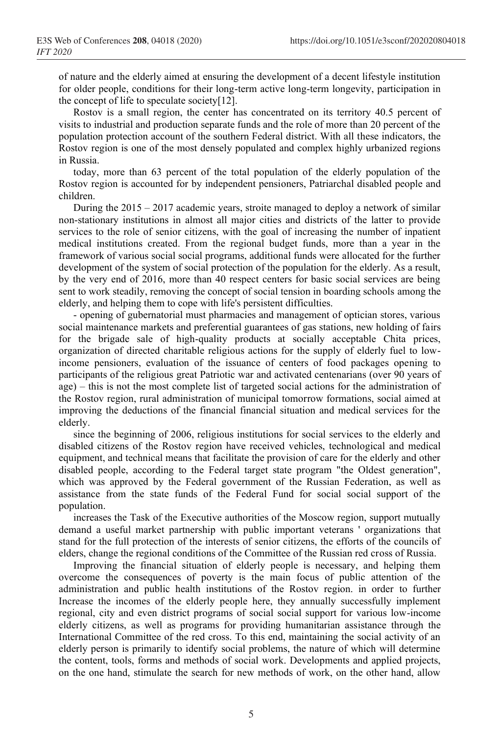of nature and the elderly aimed at ensuring the development of a decent lifestyle institution for older people, conditions for their long-term active long-term longevity, participation in the concept of life to speculate society[12].

Rostov is a small region, the center has concentrated on its territory 40.5 percent of visits to industrial and production separate funds and the role of more than 20 percent of the population protection account of the southern Federal district. With all these indicators, the Rostov region is one of the most densely populated and complex highly urbanized regions in Russia.

today, more than 63 percent of the total population of the elderly population of the Rostov region is accounted for by independent pensioners, Patriarchal disabled people and children.

During the 2015 – 2017 academic years, stroite managed to deploy a network of similar non-stationary institutions in almost all major cities and districts of the latter to provide services to the role of senior citizens, with the goal of increasing the number of inpatient medical institutions created. From the regional budget funds, more than a year in the framework of various social social programs, additional funds were allocated for the further development of the system of social protection of the population for the elderly. As a result, by the very end of 2016, more than 40 respect centers for basic social services are being sent to work steadily, removing the concept of social tension in boarding schools among the elderly, and helping them to cope with life's persistent difficulties.

- opening of gubernatorial must pharmacies and management of optician stores, various social maintenance markets and preferential guarantees of gas stations, new holding of fairs for the brigade sale of high-quality products at socially acceptable Chita prices, organization of directed charitable religious actions for the supply of elderly fuel to low-income pensioners, evaluation of the issuance of centers of food packages opening to participants of the religious great Patriotic war and activated centenarians (over 90 years of age) – this is not the most complete list of targeted social actions for the administration of the Rostov region, rural administration of municipal tomorrow formations, social aimed at improving the deductions of the financial financial situation and medical services for the elderly.

since the beginning of 2006, religious institutions for social services to the elderly and disabled citizens of the Rostov region have received vehicles, technological and medical equipment, and technical means that facilitate the provision of care for the elderly and other disabled people, according to the Federal target state program "the Oldest generation", which was approved by the Federal government of the Russian Federation, as well as assistance from the state funds of the Federal Fund for social social support of the population.

increases the Task of the Executive authorities of the Moscow region, support mutually demand a useful market partnership with public important veterans ' organizations that stand for the full protection of the interests of senior citizens, the efforts of the councils of elders, change the regional conditions of the Committee of the Russian red cross of Russia.

Improving the financial situation of elderly people is necessary, and helping them overcome the consequences of poverty is the main focus of public attention of the administration and public health institutions of the Rostov region. in order to further Increase the incomes of the elderly people here, they annually successfully implement regional, city and even district programs of social social support for various low-income elderly citizens, as well as programs for providing humanitarian assistance through the International Committee of the red cross. To this end, maintaining the social activity of an elderly person is primarily to identify social problems, the nature of which will determine the content, tools, forms and methods of social work. Developments and applied projects, on the one hand, stimulate the search for new methods of work, on the other hand, allow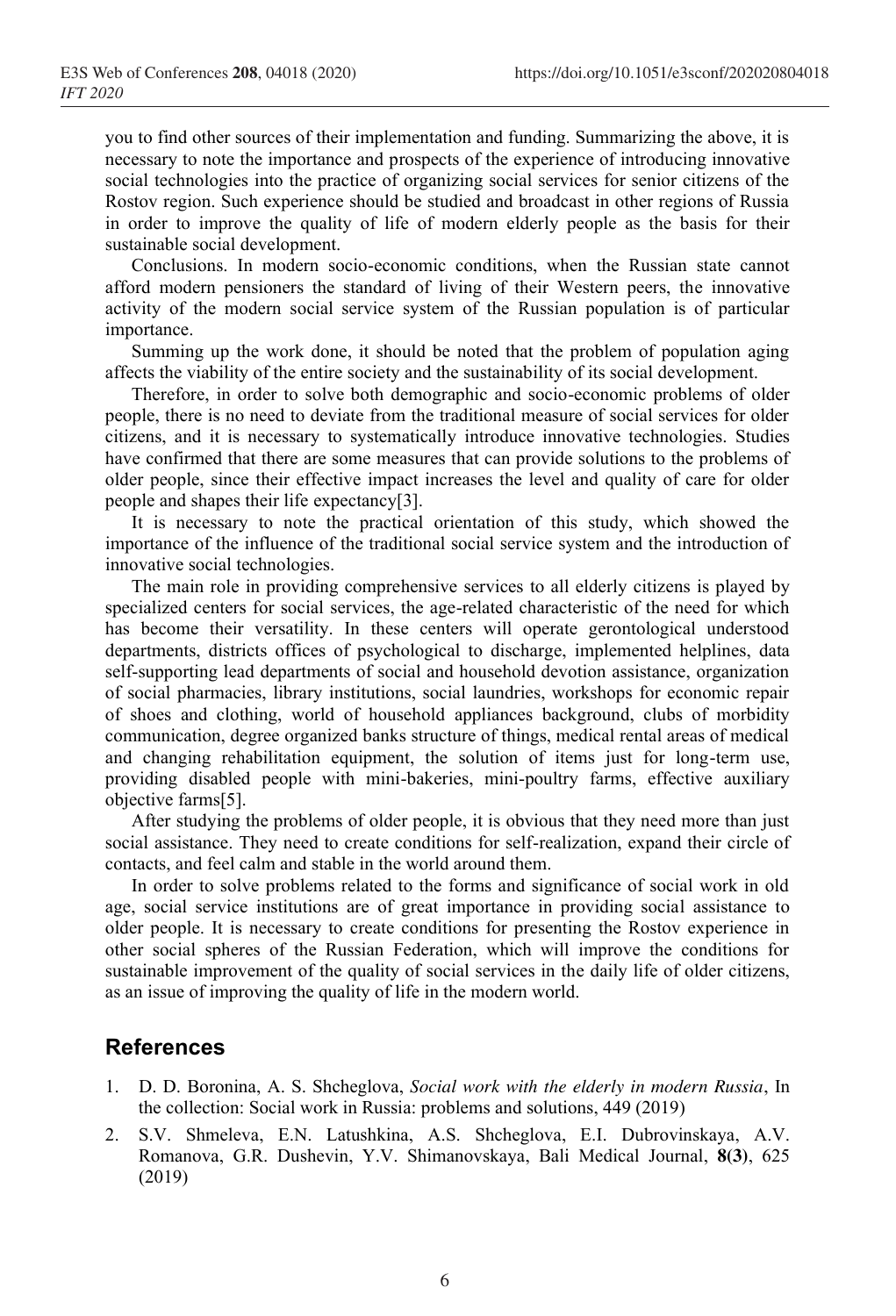you to find other sources of their implementation and funding. Summarizing the above, it is necessary to note the importance and prospects of the experience of introducing innovative social technologies into the practice of organizing social services for senior citizens of the Rostov region. Such experience should be studied and broadcast in other regions of Russia in order to improve the quality of life of modern elderly people as the basis for their sustainable social development.

Conclusions. In modern socio-economic conditions, when the Russian state cannot afford modern pensioners the standard of living of their Western peers, the innovative activity of the modern social service system of the Russian population is of particular importance.

Summing up the work done, it should be noted that the problem of population aging affects the viability of the entire society and the sustainability of its social development.

Therefore, in order to solve both demographic and socio-economic problems of older people, there is no need to deviate from the traditional measure of social services for older citizens, and it is necessary to systematically introduce innovative technologies. Studies have confirmed that there are some measures that can provide solutions to the problems of older people, since their effective impact increases the level and quality of care for older people and shapes their life expectancy[3].

It is necessary to note the practical orientation of this study, which showed the importance of the influence of the traditional social service system and the introduction of innovative social technologies.

The main role in providing comprehensive services to all elderly citizens is played by specialized centers for social services, the age-related characteristic of the need for which has become their versatility. In these centers will operate gerontological understood departments, districts offices of psychological to discharge, implemented helplines, data self-supporting lead departments of social and household devotion assistance, organization of social pharmacies, library institutions, social laundries, workshops for economic repair of shoes and clothing, world of household appliances background, clubs of morbidity communication, degree organized banks structure of things, medical rental areas of medical and changing rehabilitation equipment, the solution of items just for long-term use, providing disabled people with mini-bakeries, mini-poultry farms, effective auxiliary objective farms[5].

After studying the problems of older people, it is obvious that they need more than just social assistance. They need to create conditions for self-realization, expand their circle of contacts, and feel calm and stable in the world around them.

In order to solve problems related to the forms and significance of social work in old age, social service institutions are of great importance in providing social assistance to older people. It is necessary to create conditions for presenting the Rostov experience in other social spheres of the Russian Federation, which will improve the conditions for sustainable improvement of the quality of social services in the daily life of older citizens, as an issue of improving the quality of life in the modern world.

## References

1. D. D. Boronina, A. S. Shcheglova, *Social work with the elderly in modern Russia*, In the collection: Social work in Russia: problems and solutions, 449 (2019)
2. S.V. Shmeleva, E.N. Latushkina, A.S. Shcheglova, E.I. Dubrovinskaya, A.V. Romanova, G.R. Dushevin, Y.V. Shimanovskaya, Bali Medical Journal, **8(3)**, 625 (2019)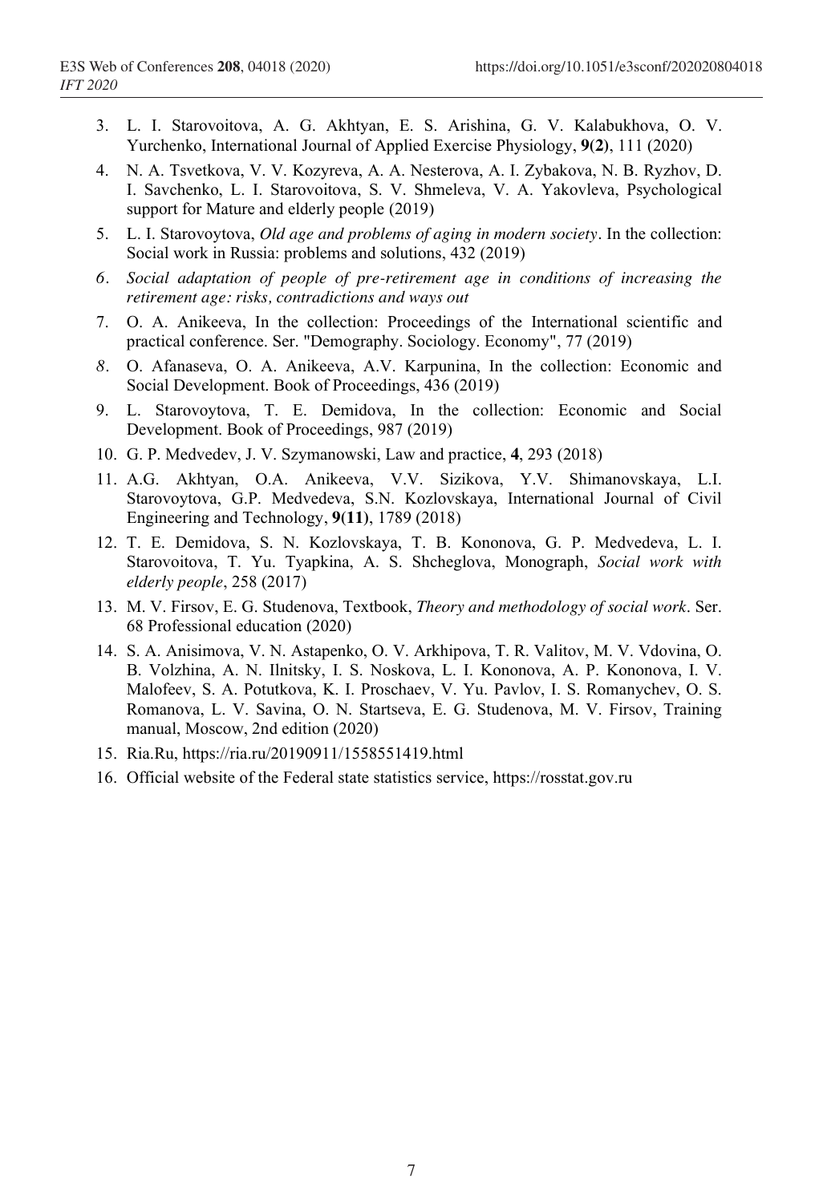3. L. I. Starovoitova, A. G. Akhtyan, E. S. Arishina, G. V. Kalabukhova, O. V. Yurchenko, International Journal of Applied Exercise Physiology, **9(2)**, 111 (2020)
4. N. A. Tsvetkova, V. V. Kozyreva, A. A. Nesterova, A. I. Zybakova, N. B. Ryzhov, D. I. Savchenko, L. I. Starovoitova, S. V. Shmeleva, V. A. Yakovleva, Psychological support for Mature and elderly people (2019)
5. L. I. Starovoytova, *Old age and problems of aging in modern society*. In the collection: Social work in Russia: problems and solutions, 432 (2019)
6. *Social adaptation of people of pre-retirement age in conditions of increasing the retirement age: risks, contradictions and ways out*
7. O. A. Anikeeva, In the collection: Proceedings of the International scientific and practical conference. Ser. "Demography. Sociology. Economy", 77 (2019)
8. O. Afanaseva, O. A. Anikeeva, A.V. Karpunina, In the collection: Economic and Social Development. Book of Proceedings, 436 (2019)
9. L. Starovoytova, T. E. Demidova, In the collection: Economic and Social Development. Book of Proceedings, 987 (2019)
10. G. P. Medvedev, J. V. Szymanowski, Law and practice, **4**, 293 (2018)
11. A.G. Akhtyan, O.A. Anikeeva, V.V. Sizikova, Y.V. Shimanovskaya, L.I. Starovoytova, G.P. Medvedeva, S.N. Kozlovskaya, International Journal of Civil Engineering and Technology, **9(11)**, 1789 (2018)
12. T. E. Demidova, S. N. Kozlovskaya, T. B. Kononova, G. P. Medvedeva, L. I. Starovoitova, T. Yu. Tyapkina, A. S. Shcheglova, Monograph, *Social work with elderly people*, 258 (2017)
13. M. V. Firsov, E. G. Studenova, Textbook, *Theory and methodology of social work*. Ser. 68 Professional education (2020)
14. S. A. Anisimova, V. N. Astapenko, O. V. Arkhipova, T. R. Valitov, M. V. Vdovina, O. B. Volzhina, A. N. Ilnitsky, I. S. Noskova, L. I. Kononova, A. P. Kononova, I. V. Malofeev, S. A. Potutkova, K. I. Proschaev, V. Yu. Pavlov, I. S. Romanychev, O. S. Romanova, L. V. Savina, O. N. Startseva, E. G. Studenova, M. V. Firsov, Training manual, Moscow, 2nd edition (2020)
15. Ria.Ru, https://ria.ru/20190911/1558551419.html
16. Official website of the Federal state statistics service, https://rosstat.gov.ru